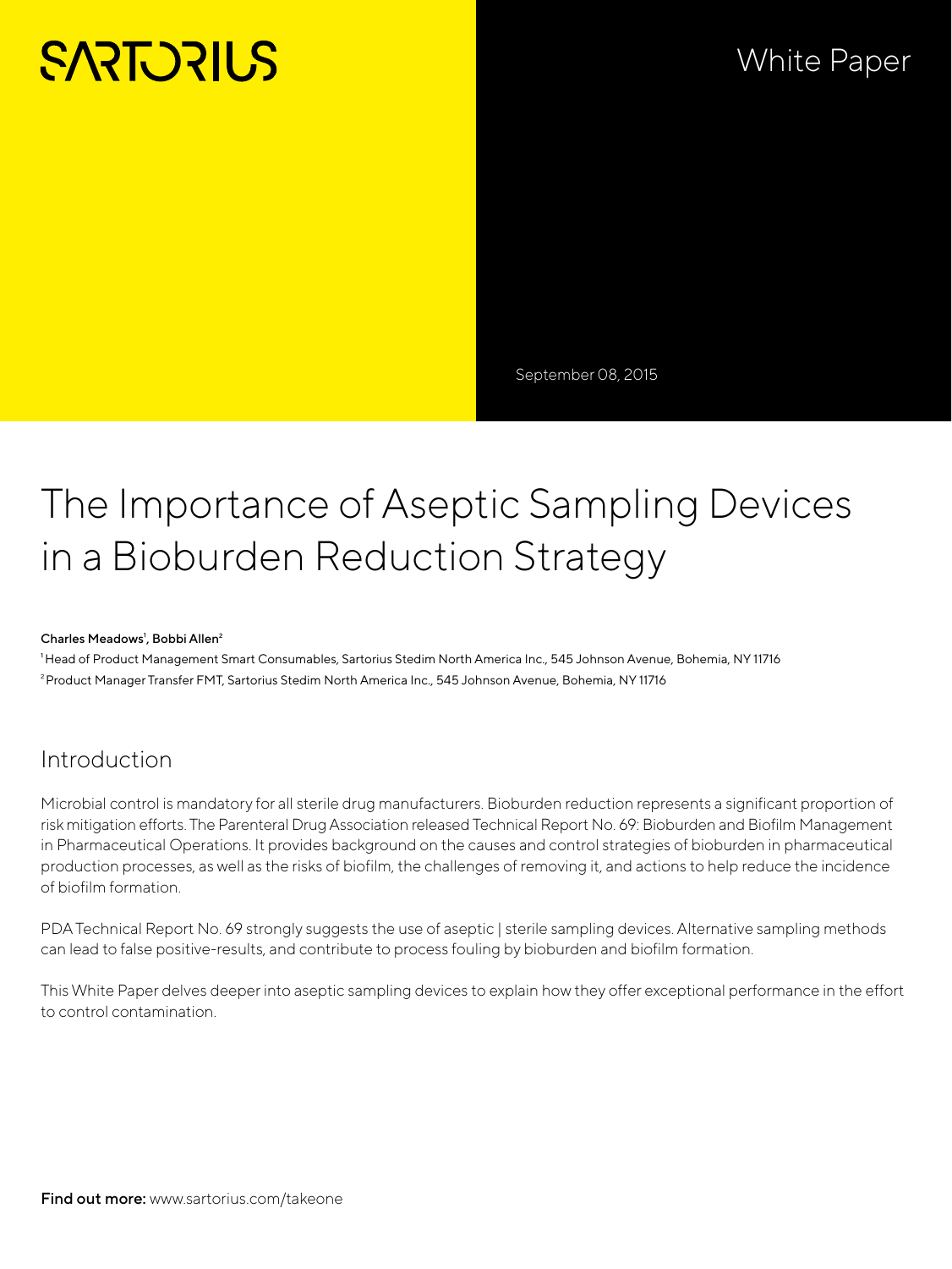SARTORIUS

White Paper

September 08, 2015

# The Importance of Aseptic Sampling Devices in a Bioburden Reduction Strategy

**Charles Meadows[1], Bobbi Allen[2]**

[1] Head of Product Management Smart Consumables, Sartorius Stedim North America Inc., 545 Johnson Avenue, Bohemia, NY 11716

[2] Product Manager Transfer FMT, Sartorius Stedim North America Inc., 545 Johnson Avenue, Bohemia, NY 11716

## Introduction

Microbial control is mandatory for all sterile drug manufacturers. Bioburden reduction represents a significant proportion of risk mitigation efforts. The Parenteral Drug Association released Technical Report No. 69: Bioburden and Biofilm Management in Pharmaceutical Operations. It provides background on the causes and control strategies of bioburden in pharmaceutical production processes, as well as the risks of biofilm, the challenges of removing it, and actions to help reduce the incidence of biofilm formation.

PDA Technical Report No. 69 strongly suggests the use of aseptic | sterile sampling devices. Alternative sampling methods can lead to false positive-results, and contribute to process fouling by bioburden and biofilm formation.

This White Paper delves deeper into aseptic sampling devices to explain how they offer exceptional performance in the effort to control contamination.

**Find out more:** www.sartorius.com/takeone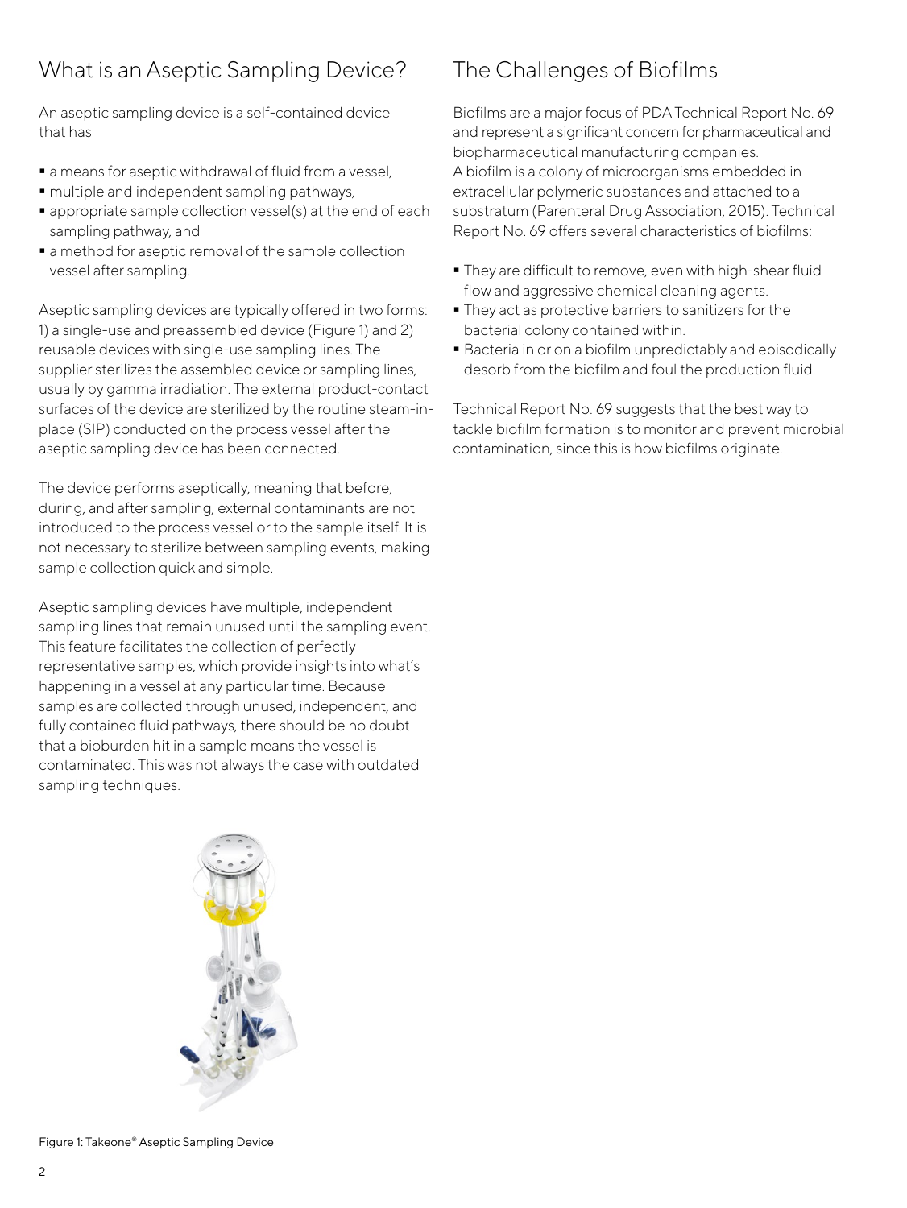## What is an Aseptic Sampling Device?

An aseptic sampling device is a self-contained device that has

- a means for aseptic withdrawal of fluid from a vessel,
- multiple and independent sampling pathways,
- appropriate sample collection vessel(s) at the end of each sampling pathway, and
- a method for aseptic removal of the sample collection vessel after sampling.

Aseptic sampling devices are typically offered in two forms: 1) a single-use and preassembled device (Figure 1) and 2) reusable devices with single-use sampling lines. The supplier sterilizes the assembled device or sampling lines, usually by gamma irradiation. The external product-contact surfaces of the device are sterilized by the routine steam-in-place (SIP) conducted on the process vessel after the aseptic sampling device has been connected.

The device performs aseptically, meaning that before, during, and after sampling, external contaminants are not introduced to the process vessel or to the sample itself. It is not necessary to sterilize between sampling events, making sample collection quick and simple.

Aseptic sampling devices have multiple, independent sampling lines that remain unused until the sampling event. This feature facilitates the collection of perfectly representative samples, which provide insights into what's happening in a vessel at any particular time. Because samples are collected through unused, independent, and fully contained fluid pathways, there should be no doubt that a bioburden hit in a sample means the vessel is contaminated. This was not always the case with outdated sampling techniques.

Figure 1: Takeone® Aseptic Sampling Device

## The Challenges of Biofilms

Biofilms are a major focus of PDA Technical Report No. 69 and represent a significant concern for pharmaceutical and biopharmaceutical manufacturing companies.
A biofilm is a colony of microorganisms embedded in extracellular polymeric substances and attached to a substratum (Parenteral Drug Association, 2015). Technical Report No. 69 offers several characteristics of biofilms:

- They are difficult to remove, even with high-shear fluid flow and aggressive chemical cleaning agents.
- They act as protective barriers to sanitizers for the bacterial colony contained within.
- Bacteria in or on a biofilm unpredictably and episodically desorb from the biofilm and foul the production fluid.

Technical Report No. 69 suggests that the best way to tackle biofilm formation is to monitor and prevent microbial contamination, since this is how biofilms originate.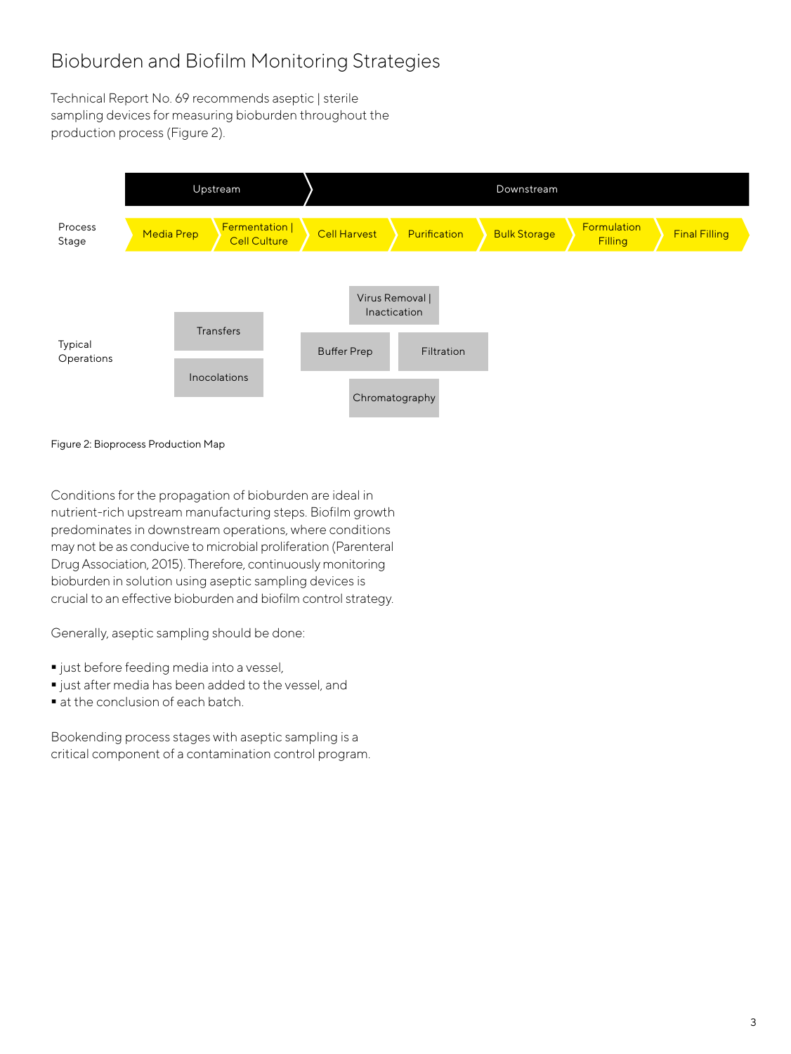# Bioburden and Biofilm Monitoring Strategies

Technical Report No. 69 recommends aseptic | sterile sampling devices for measuring bioburden throughout the production process (Figure 2).

| | Upstream | | Downstream | | | | |
|---|---|---|---|---|---|---|---|
| Process Stage | Media Prep | Fermentation \| Cell Culture | Cell Harvest | Purification | Bulk Storage | Formulation Filling | Final Filling |
| Typical Operations | Transfers, Inocolations | | Virus Removal \| Inactication, Buffer Prep, Filtration, Chromatography | | | | |

Figure 2: Bioprocess Production Map

Conditions for the propagation of bioburden are ideal in nutrient-rich upstream manufacturing steps. Biofilm growth predominates in downstream operations, where conditions may not be as conducive to microbial proliferation (Parenteral Drug Association, 2015). Therefore, continuously monitoring bioburden in solution using aseptic sampling devices is crucial to an effective bioburden and biofilm control strategy.

Generally, aseptic sampling should be done:

- just before feeding media into a vessel,
- just after media has been added to the vessel, and
- at the conclusion of each batch.

Bookending process stages with aseptic sampling is a critical component of a contamination control program.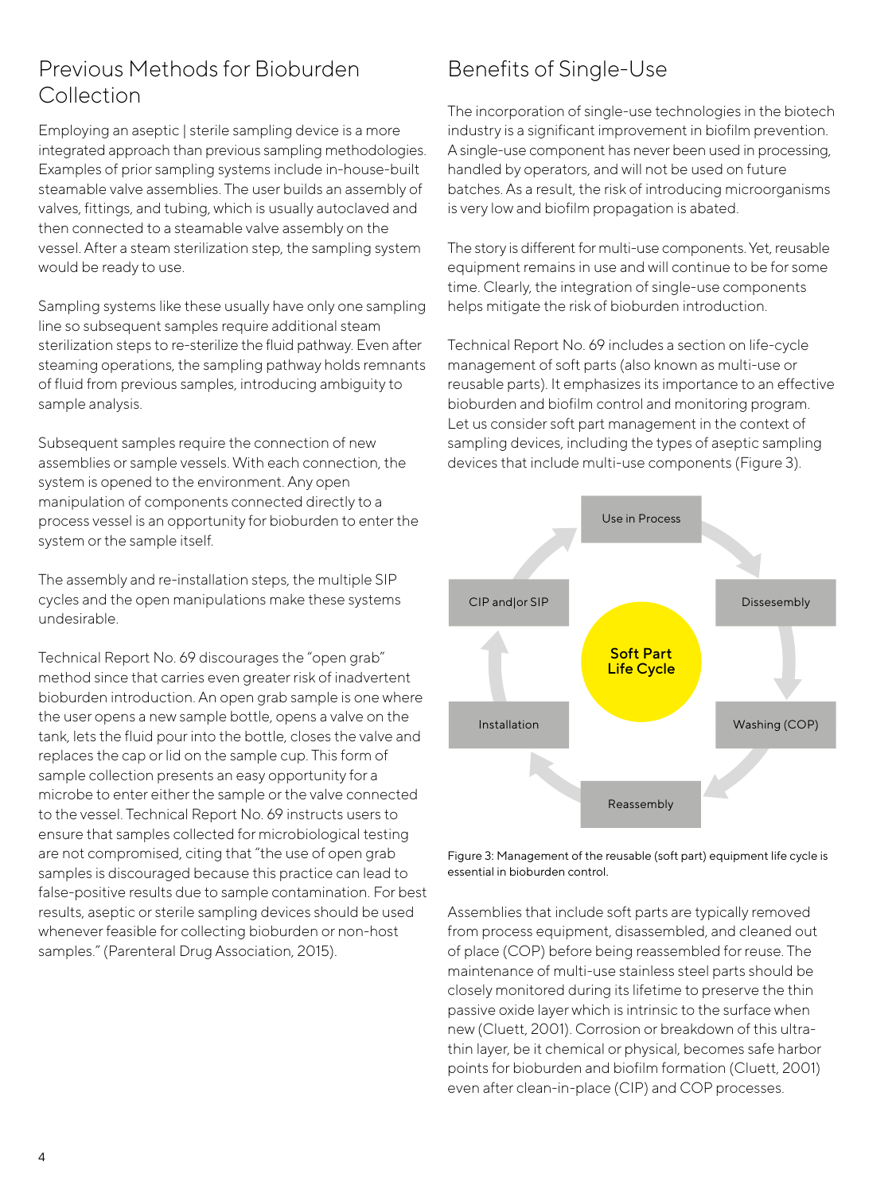## Previous Methods for Bioburden Collection

Employing an aseptic | sterile sampling device is a more integrated approach than previous sampling methodologies. Examples of prior sampling systems include in-house-built steamable valve assemblies. The user builds an assembly of valves, fittings, and tubing, which is usually autoclaved and then connected to a steamable valve assembly on the vessel. After a steam sterilization step, the sampling system would be ready to use.

Sampling systems like these usually have only one sampling line so subsequent samples require additional steam sterilization steps to re-sterilize the fluid pathway. Even after steaming operations, the sampling pathway holds remnants of fluid from previous samples, introducing ambiguity to sample analysis.

Subsequent samples require the connection of new assemblies or sample vessels. With each connection, the system is opened to the environment. Any open manipulation of components connected directly to a process vessel is an opportunity for bioburden to enter the system or the sample itself.

The assembly and re-installation steps, the multiple SIP cycles and the open manipulations make these systems undesirable.

Technical Report No. 69 discourages the "open grab" method since that carries even greater risk of inadvertent bioburden introduction. An open grab sample is one where the user opens a new sample bottle, opens a valve on the tank, lets the fluid pour into the bottle, closes the valve and replaces the cap or lid on the sample cup. This form of sample collection presents an easy opportunity for a microbe to enter either the sample or the valve connected to the vessel. Technical Report No. 69 instructs users to ensure that samples collected for microbiological testing are not compromised, citing that "the use of open grab samples is discouraged because this practice can lead to false-positive results due to sample contamination. For best results, aseptic or sterile sampling devices should be used whenever feasible for collecting bioburden or non-host samples." (Parenteral Drug Association, 2015).

## Benefits of Single-Use

The incorporation of single-use technologies in the biotech industry is a significant improvement in biofilm prevention. A single-use component has never been used in processing, handled by operators, and will not be used on future batches. As a result, the risk of introducing microorganisms is very low and biofilm propagation is abated.

The story is different for multi-use components. Yet, reusable equipment remains in use and will continue to be for some time. Clearly, the integration of single-use components helps mitigate the risk of bioburden introduction.

Technical Report No. 69 includes a section on life-cycle management of soft parts (also known as multi-use or reusable parts). It emphasizes its importance to an effective bioburden and biofilm control and monitoring program. Let us consider soft part management in the context of sampling devices, including the types of aseptic sampling devices that include multi-use components (Figure 3).

Soft Part Life Cycle: Use in Process → Dissesembly → Washing (COP) → Reassembly → Installation → CIP and|or SIP → Use in Process

Figure 3: Management of the reusable (soft part) equipment life cycle is essential in bioburden control.

Assemblies that include soft parts are typically removed from process equipment, disassembled, and cleaned out of place (COP) before being reassembled for reuse. The maintenance of multi-use stainless steel parts should be closely monitored during its lifetime to preserve the thin passive oxide layer which is intrinsic to the surface when new (Cluett, 2001). Corrosion or breakdown of this ultra-thin layer, be it chemical or physical, becomes safe harbor points for bioburden and biofilm formation (Cluett, 2001) even after clean-in-place (CIP) and COP processes.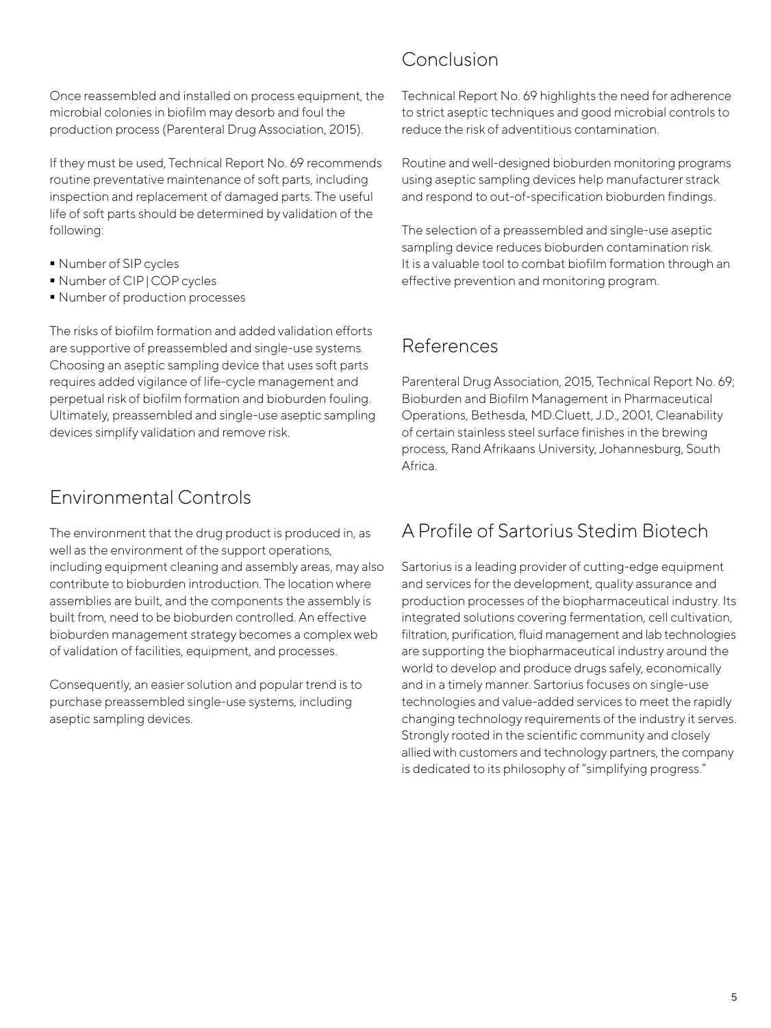Once reassembled and installed on process equipment, the microbial colonies in biofilm may desorb and foul the production process (Parenteral Drug Association, 2015).

If they must be used, Technical Report No. 69 recommends routine preventative maintenance of soft parts, including inspection and replacement of damaged parts. The useful life of soft parts should be determined by validation of the following:

- Number of SIP cycles
- Number of CIP | COP cycles
- Number of production processes

The risks of biofilm formation and added validation efforts are supportive of preassembled and single-use systems. Choosing an aseptic sampling device that uses soft parts requires added vigilance of life-cycle management and perpetual risk of biofilm formation and bioburden fouling. Ultimately, preassembled and single-use aseptic sampling devices simplify validation and remove risk.

## Environmental Controls

The environment that the drug product is produced in, as well as the environment of the support operations, including equipment cleaning and assembly areas, may also contribute to bioburden introduction. The location where assemblies are built, and the components the assembly is built from, need to be bioburden controlled. An effective bioburden management strategy becomes a complex web of validation of facilities, equipment, and processes.

Consequently, an easier solution and popular trend is to purchase preassembled single-use systems, including aseptic sampling devices.

## Conclusion

Technical Report No. 69 highlights the need for adherence to strict aseptic techniques and good microbial controls to reduce the risk of adventitious contamination.

Routine and well-designed bioburden monitoring programs using aseptic sampling devices help manufacturer strack and respond to out-of-specification bioburden findings.

The selection of a preassembled and single-use aseptic sampling device reduces bioburden contamination risk. It is a valuable tool to combat biofilm formation through an effective prevention and monitoring program.

## References

Parenteral Drug Association, 2015, Technical Report No. 69; Bioburden and Biofilm Management in Pharmaceutical Operations, Bethesda, MD.Cluett, J.D., 2001, Cleanability of certain stainless steel surface finishes in the brewing process, Rand Afrikaans University, Johannesburg, South Africa.

## A Profile of Sartorius Stedim Biotech

Sartorius is a leading provider of cutting-edge equipment and services for the development, quality assurance and production processes of the biopharmaceutical industry. Its integrated solutions covering fermentation, cell cultivation, filtration, purification, fluid management and lab technologies are supporting the biopharmaceutical industry around the world to develop and produce drugs safely, economically and in a timely manner. Sartorius focuses on single-use technologies and value-added services to meet the rapidly changing technology requirements of the industry it serves. Strongly rooted in the scientific community and closely allied with customers and technology partners, the company is dedicated to its philosophy of "simplifying progress."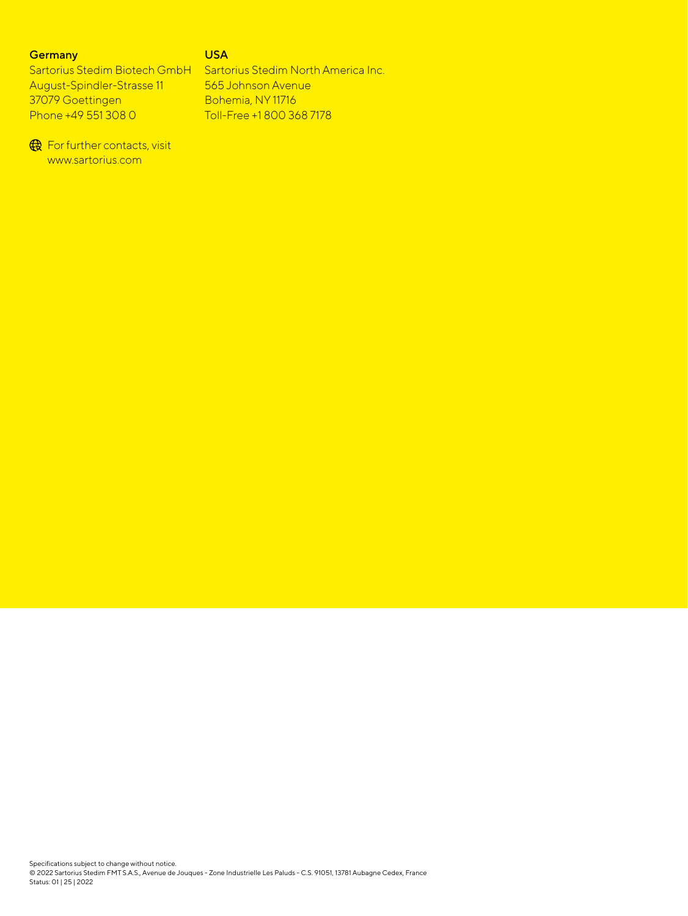**Germany**

Sartorius Stedim Biotech GmbH
August-Spindler-Strasse 11
37079 Goettingen
Phone +49 551 308 0

**USA**

Sartorius Stedim North America Inc.
565 Johnson Avenue
Bohemia, NY 11716
Toll-Free +1 800 368 7178

For further contacts, visit
www.sartorius.com

Specifications subject to change without notice.
© 2022 Sartorius Stedim FMT S.A.S., Avenue de Jouques - Zone Industrielle Les Paluds - C.S. 91051, 13781 Aubagne Cedex, France
Status: 01 | 25 | 2022